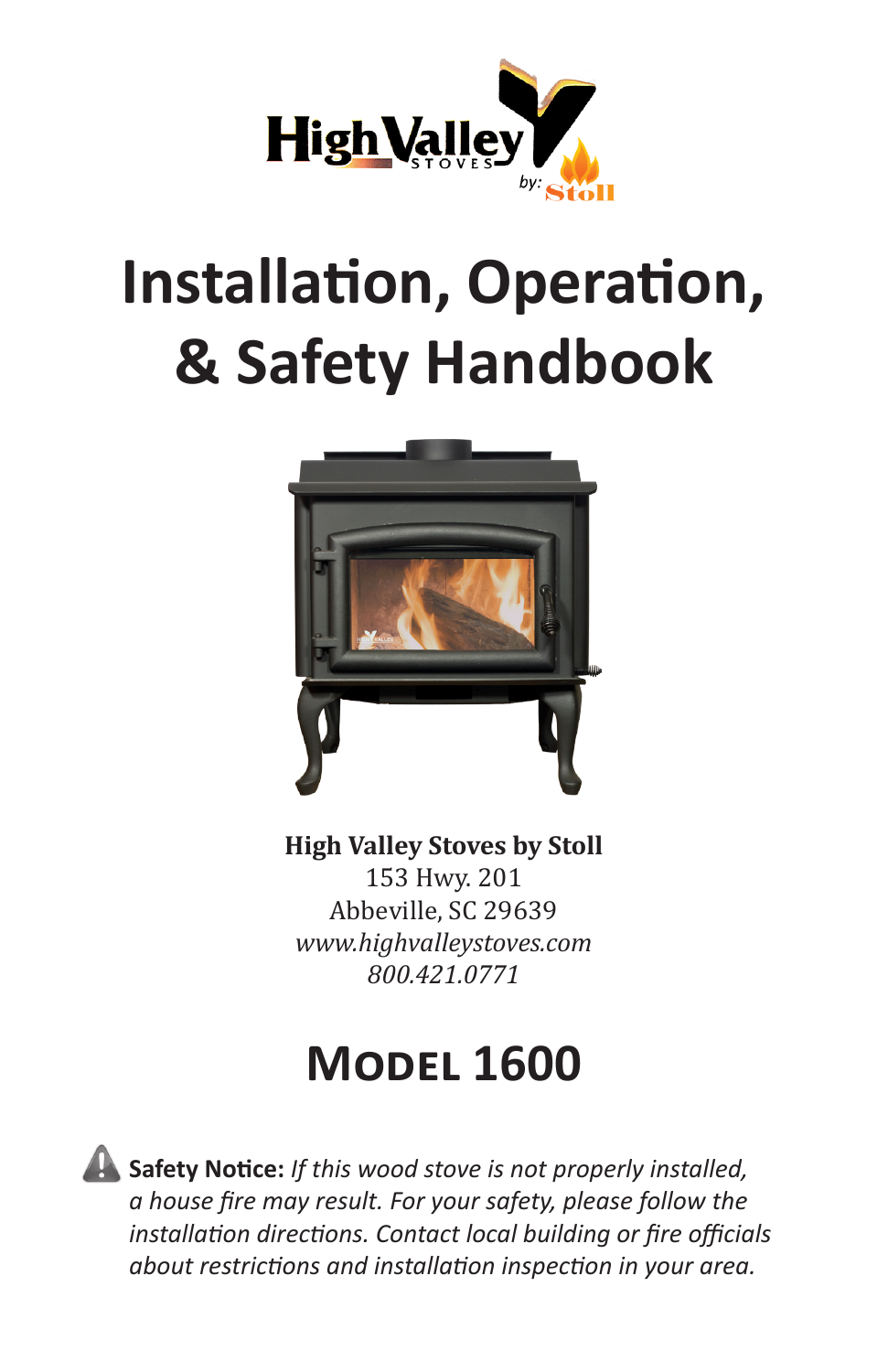# Installation, Operation, & Safety Handbook

**High Valley Stoves by Stoll**
153 Hwy. 201
Abbeville, SC 29639
*www.highvalleystoves.com*
*800.421.0771*

## Model 1600

**Safety Notice:** *If this wood stove is not properly installed, a house fire may result. For your safety, please follow the installation directions. Contact local building or fire officials about restrictions and installation inspection in your area.*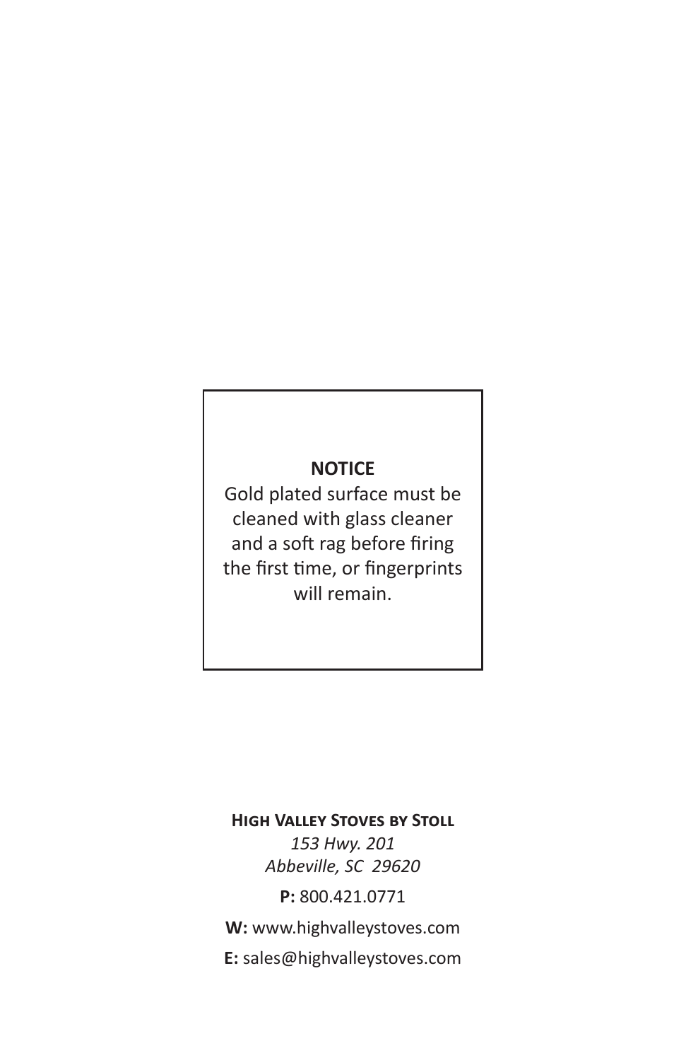**NOTICE**

Gold plated surface must be cleaned with glass cleaner and a soft rag before firing the first time, or fingerprints will remain.

**High Valley Stoves by Stoll**

*153 Hwy. 201*

*Abbeville, SC 29620*

**P:** 800.421.0771

**W:** www.highvalleystoves.com

**E:** sales@highvalleystoves.com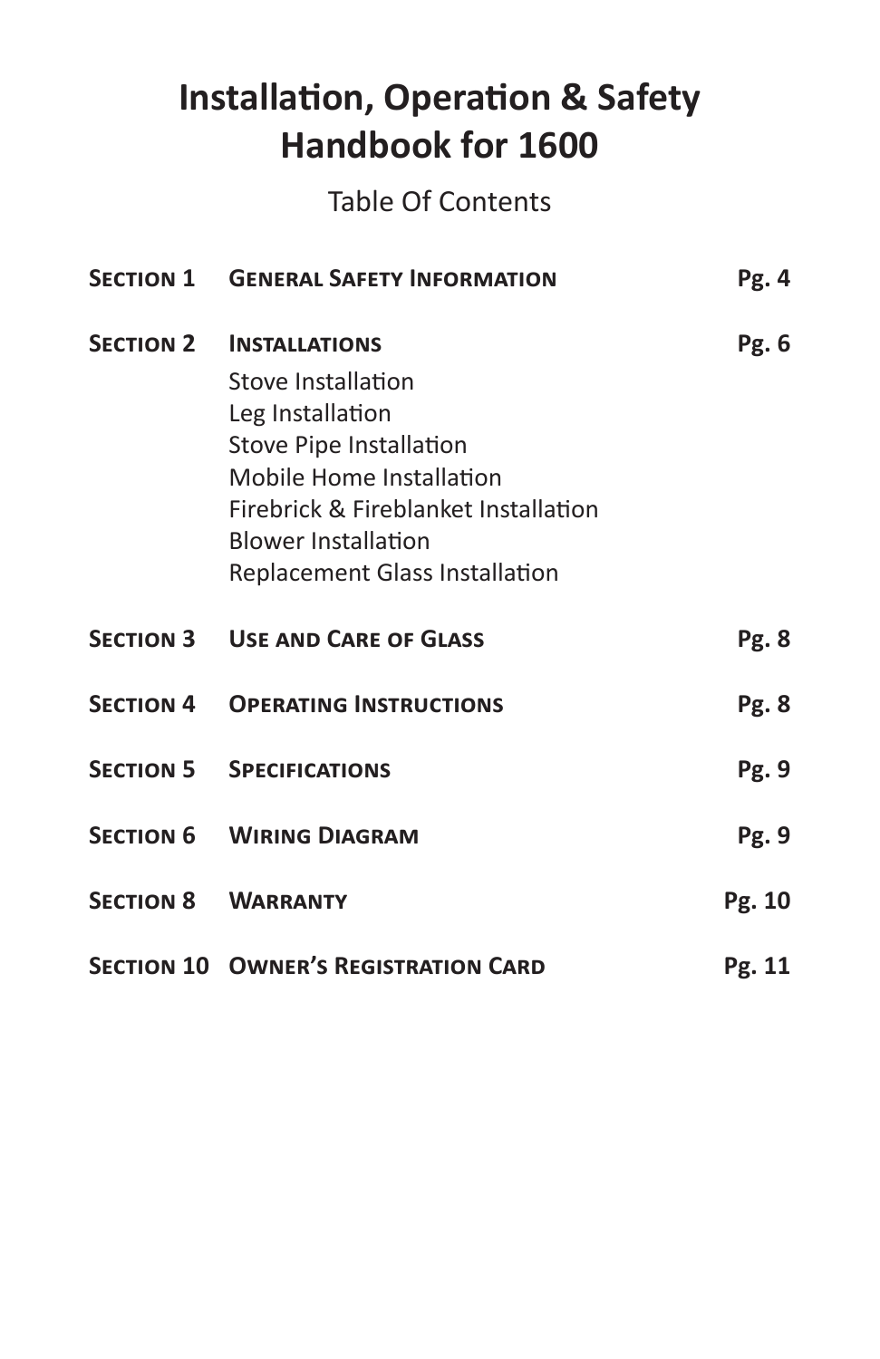# Installation, Operation & Safety Handbook for 1600

Table Of Contents

| | | |
|---|---|---|
| **Section 1** | **General Safety Information** | **Pg. 4** |
| **Section 2** | **Installations**<br>Stove Installation<br>Leg Installation<br>Stove Pipe Installation<br>Mobile Home Installation<br>Firebrick & Fireblanket Installation<br>Blower Installation<br>Replacement Glass Installation | **Pg. 6** |
| **Section 3** | **Use and Care of Glass** | **Pg. 8** |
| **Section 4** | **Operating Instructions** | **Pg. 8** |
| **Section 5** | **Specifications** | **Pg. 9** |
| **Section 6** | **Wiring Diagram** | **Pg. 9** |
| **Section 8** | **Warranty** | **Pg. 10** |
| **Section 10** | **Owner's Registration Card** | **Pg. 11** |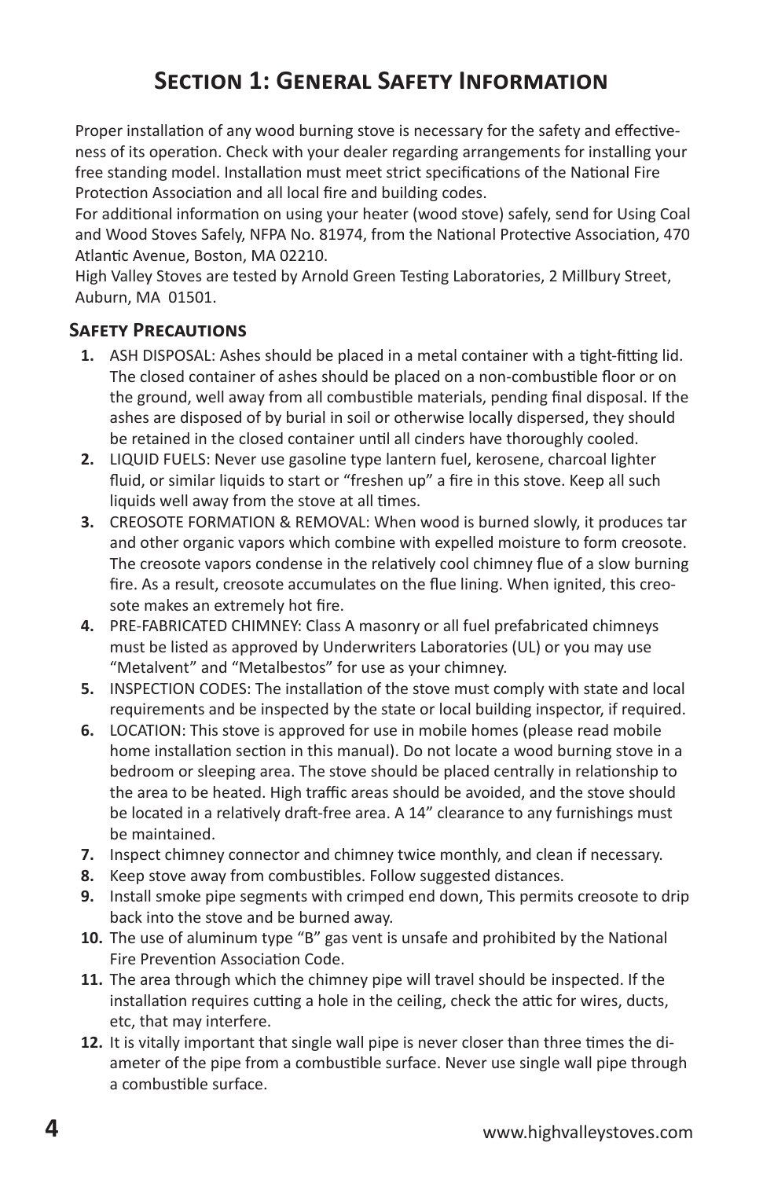# Section 1: General Safety Information

Proper installation of any wood burning stove is necessary for the safety and effectiveness of its operation. Check with your dealer regarding arrangements for installing your free standing model. Installation must meet strict specifications of the National Fire Protection Association and all local fire and building codes.

For additional information on using your heater (wood stove) safely, send for Using Coal and Wood Stoves Safely, NFPA No. 81974, from the National Protective Association, 470 Atlantic Avenue, Boston, MA 02210.

High Valley Stoves are tested by Arnold Green Testing Laboratories, 2 Millbury Street, Auburn, MA 01501.

## Safety Precautions

1. ASH DISPOSAL: Ashes should be placed in a metal container with a tight-fitting lid. The closed container of ashes should be placed on a non-combustible floor or on the ground, well away from all combustible materials, pending final disposal. If the ashes are disposed of by burial in soil or otherwise locally dispersed, they should be retained in the closed container until all cinders have thoroughly cooled.
2. LIQUID FUELS: Never use gasoline type lantern fuel, kerosene, charcoal lighter fluid, or similar liquids to start or "freshen up" a fire in this stove. Keep all such liquids well away from the stove at all times.
3. CREOSOTE FORMATION & REMOVAL: When wood is burned slowly, it produces tar and other organic vapors which combine with expelled moisture to form creosote. The creosote vapors condense in the relatively cool chimney flue of a slow burning fire. As a result, creosote accumulates on the flue lining. When ignited, this creosote makes an extremely hot fire.
4. PRE-FABRICATED CHIMNEY: Class A masonry or all fuel prefabricated chimneys must be listed as approved by Underwriters Laboratories (UL) or you may use "Metalvent" and "Metalbestos" for use as your chimney.
5. INSPECTION CODES: The installation of the stove must comply with state and local requirements and be inspected by the state or local building inspector, if required.
6. LOCATION: This stove is approved for use in mobile homes (please read mobile home installation section in this manual). Do not locate a wood burning stove in a bedroom or sleeping area. The stove should be placed centrally in relationship to the area to be heated. High traffic areas should be avoided, and the stove should be located in a relatively draft-free area. A 14" clearance to any furnishings must be maintained.
7. Inspect chimney connector and chimney twice monthly, and clean if necessary.
8. Keep stove away from combustibles. Follow suggested distances.
9. Install smoke pipe segments with crimped end down, This permits creosote to drip back into the stove and be burned away.
10. The use of aluminum type "B" gas vent is unsafe and prohibited by the National Fire Prevention Association Code.
11. The area through which the chimney pipe will travel should be inspected. If the installation requires cutting a hole in the ceiling, check the attic for wires, ducts, etc, that may interfere.
12. It is vitally important that single wall pipe is never closer than three times the diameter of the pipe from a combustible surface. Never use single wall pipe through a combustible surface.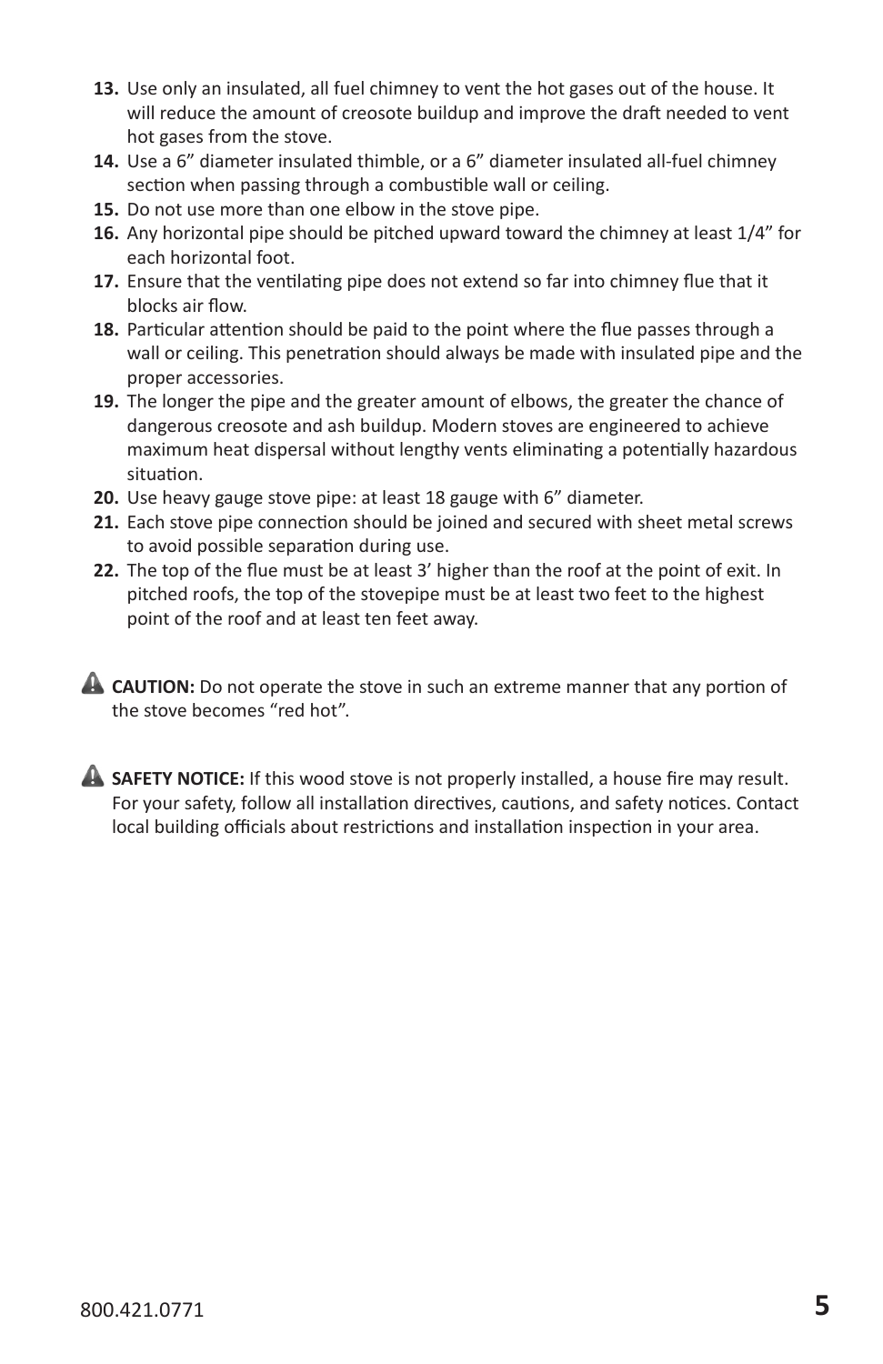13. Use only an insulated, all fuel chimney to vent the hot gases out of the house. It will reduce the amount of creosote buildup and improve the draft needed to vent hot gases from the stove.
14. Use a 6” diameter insulated thimble, or a 6” diameter insulated all-fuel chimney section when passing through a combustible wall or ceiling.
15. Do not use more than one elbow in the stove pipe.
16. Any horizontal pipe should be pitched upward toward the chimney at least 1/4” for each horizontal foot.
17. Ensure that the ventilating pipe does not extend so far into chimney flue that it blocks air flow.
18. Particular attention should be paid to the point where the flue passes through a wall or ceiling. This penetration should always be made with insulated pipe and the proper accessories.
19. The longer the pipe and the greater amount of elbows, the greater the chance of dangerous creosote and ash buildup. Modern stoves are engineered to achieve maximum heat dispersal without lengthy vents eliminating a potentially hazardous situation.
20. Use heavy gauge stove pipe: at least 18 gauge with 6” diameter.
21. Each stove pipe connection should be joined and secured with sheet metal screws to avoid possible separation during use.
22. The top of the flue must be at least 3’ higher than the roof at the point of exit. In pitched roofs, the top of the stovepipe must be at least two feet to the highest point of the roof and at least ten feet away.

⚠ **CAUTION:** Do not operate the stove in such an extreme manner that any portion of the stove becomes “red hot”.

⚠ **SAFETY NOTICE:** If this wood stove is not properly installed, a house fire may result. For your safety, follow all installation directives, cautions, and safety notices. Contact local building officials about restrictions and installation inspection in your area.

800.421.0771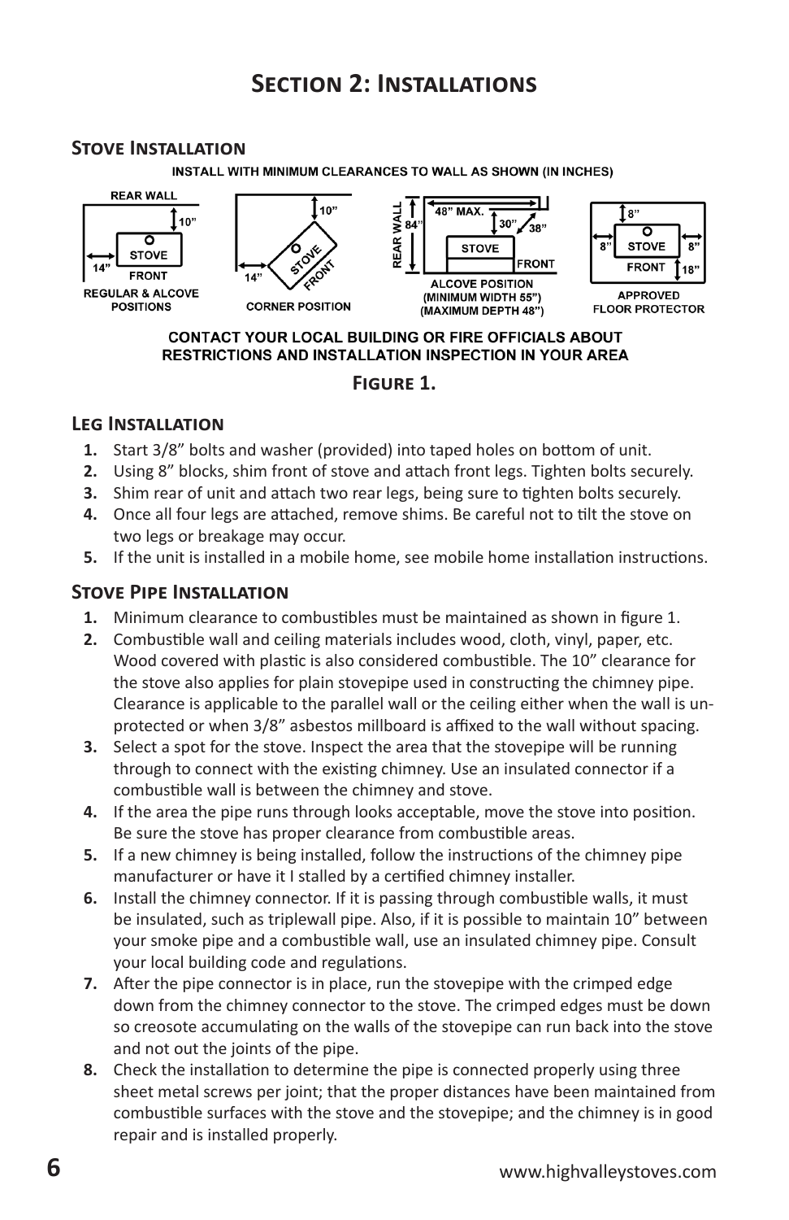# Section 2: Installations

## Stove Installation

INSTALL WITH MINIMUM CLEARANCES TO WALL AS SHOWN (IN INCHES)

REAR WALL 10" 14" STOVE FRONT — REGULAR & ALCOVE POSITIONS

10" 14" STOVE FRONT — CORNER POSITION

REAR WALL 84" 48" MAX. 30" 38" STOVE FRONT — ALCOVE POSITION (MINIMUM WIDTH 55") (MAXIMUM DEPTH 48")

8" 8" 8" STOVE FRONT 18" — APPROVED FLOOR PROTECTOR

CONTACT YOUR LOCAL BUILDING OR FIRE OFFICIALS ABOUT RESTRICTIONS AND INSTALLATION INSPECTION IN YOUR AREA

**Figure 1.**

## Leg Installation

1. Start 3/8" bolts and washer (provided) into taped holes on bottom of unit.
2. Using 8" blocks, shim front of stove and attach front legs. Tighten bolts securely.
3. Shim rear of unit and attach two rear legs, being sure to tighten bolts securely.
4. Once all four legs are attached, remove shims. Be careful not to tilt the stove on two legs or breakage may occur.
5. If the unit is installed in a mobile home, see mobile home installation instructions.

## Stove Pipe Installation

1. Minimum clearance to combustibles must be maintained as shown in figure 1.
2. Combustible wall and ceiling materials includes wood, cloth, vinyl, paper, etc. Wood covered with plastic is also considered combustible. The 10" clearance for the stove also applies for plain stovepipe used in constructing the chimney pipe. Clearance is applicable to the parallel wall or the ceiling either when the wall is unprotected or when 3/8" asbestos millboard is affixed to the wall without spacing.
3. Select a spot for the stove. Inspect the area that the stovepipe will be running through to connect with the existing chimney. Use an insulated connector if a combustible wall is between the chimney and stove.
4. If the area the pipe runs through looks acceptable, move the stove into position. Be sure the stove has proper clearance from combustible areas.
5. If a new chimney is being installed, follow the instructions of the chimney pipe manufacturer or have it I stalled by a certified chimney installer.
6. Install the chimney connector. If it is passing through combustible walls, it must be insulated, such as triplewall pipe. Also, if it is possible to maintain 10" between your smoke pipe and a combustible wall, use an insulated chimney pipe. Consult your local building code and regulations.
7. After the pipe connector is in place, run the stovepipe with the crimped edge down from the chimney connector to the stove. The crimped edges must be down so creosote accumulating on the walls of the stovepipe can run back into the stove and not out the joints of the pipe.
8. Check the installation to determine the pipe is connected properly using three sheet metal screws per joint; that the proper distances have been maintained from combustible surfaces with the stove and the stovepipe; and the chimney is in good repair and is installed properly.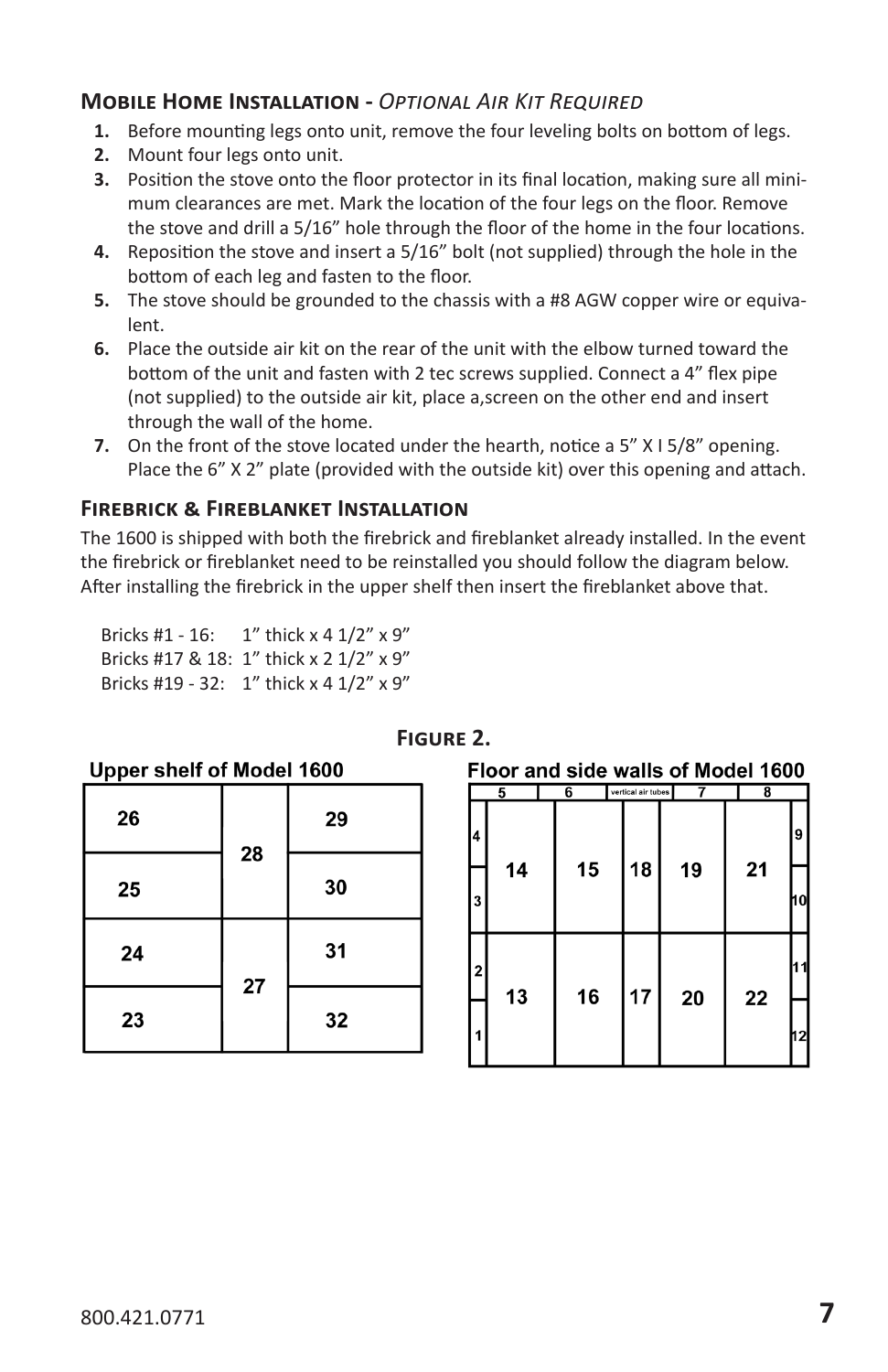### Mobile Home Installation - *Optional Air Kit Required*

1. Before mounting legs onto unit, remove the four leveling bolts on bottom of legs.
2. Mount four legs onto unit.
3. Position the stove onto the floor protector in its final location, making sure all minimum clearances are met. Mark the location of the four legs on the floor. Remove the stove and drill a 5/16" hole through the floor of the home in the four locations.
4. Reposition the stove and insert a 5/16" bolt (not supplied) through the hole in the bottom of each leg and fasten to the floor.
5. The stove should be grounded to the chassis with a #8 AGW copper wire or equivalent.
6. Place the outside air kit on the rear of the unit with the elbow turned toward the bottom of the unit and fasten with 2 tec screws supplied. Connect a 4" flex pipe (not supplied) to the outside air kit, place a,screen on the other end and insert through the wall of the home.
7. On the front of the stove located under the hearth, notice a 5" X I 5/8" opening. Place the 6" X 2" plate (provided with the outside kit) over this opening and attach.

### Firebrick & Fireblanket Installation

The 1600 is shipped with both the firebrick and fireblanket already installed. In the event the firebrick or fireblanket need to be reinstalled you should follow the diagram below. After installing the firebrick in the upper shelf then insert the fireblanket above that.

Bricks #1 - 16: 1" thick x 4 1/2" x 9"
Bricks #17 & 18: 1" thick x 2 1/2" x 9"
Bricks #19 - 32: 1" thick x 4 1/2" x 9"

**Figure 2.**

Upper shelf of Model 1600

| | | |
|---|---|---|
| 26 | 28 | 29 |
| 25 | | 30 |
| 24 | 27 | 31 |
| 23 | | 32 |

Floor and side walls of Model 1600

| 5 | | 6 | vertical air tubes | 7 | 8 | |
|---|---|---|---|---|---|---|
| 4 | 14 | 15 | 18 | 19 | 21 | 9 |
| 3 | | | | | | 10 |
| 2 | 13 | 16 | 17 | 20 | 22 | 11 |
| 1 | | | | | | 12 |

800.421.0771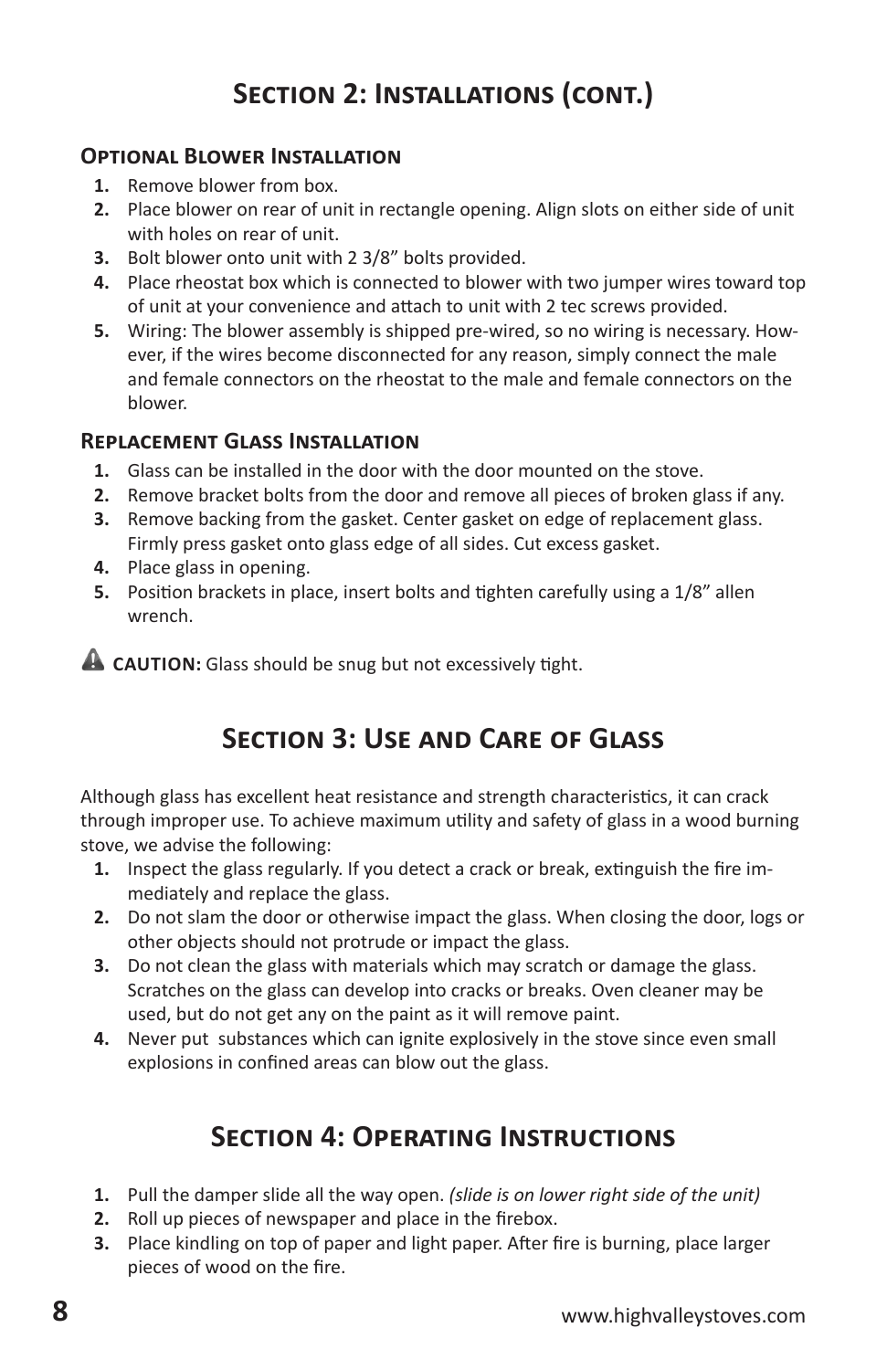## Section 2: Installations (cont.)

### Optional Blower Installation

1. Remove blower from box.
2. Place blower on rear of unit in rectangle opening. Align slots on either side of unit with holes on rear of unit.
3. Bolt blower onto unit with 2 3/8" bolts provided.
4. Place rheostat box which is connected to blower with two jumper wires toward top of unit at your convenience and attach to unit with 2 tec screws provided.
5. Wiring: The blower assembly is shipped pre-wired, so no wiring is necessary. However, if the wires become disconnected for any reason, simply connect the male and female connectors on the rheostat to the male and female connectors on the blower.

### Replacement Glass Installation

1. Glass can be installed in the door with the door mounted on the stove.
2. Remove bracket bolts from the door and remove all pieces of broken glass if any.
3. Remove backing from the gasket. Center gasket on edge of replacement glass. Firmly press gasket onto glass edge of all sides. Cut excess gasket.
4. Place glass in opening.
5. Position brackets in place, insert bolts and tighten carefully using a 1/8" allen wrench.

⚠ **CAUTION:** Glass should be snug but not excessively tight.

## Section 3: Use and Care of Glass

Although glass has excellent heat resistance and strength characteristics, it can crack through improper use. To achieve maximum utility and safety of glass in a wood burning stove, we advise the following:

1. Inspect the glass regularly. If you detect a crack or break, extinguish the fire immediately and replace the glass.
2. Do not slam the door or otherwise impact the glass. When closing the door, logs or other objects should not protrude or impact the glass.
3. Do not clean the glass with materials which may scratch or damage the glass. Scratches on the glass can develop into cracks or breaks. Oven cleaner may be used, but do not get any on the paint as it will remove paint.
4. Never put substances which can ignite explosively in the stove since even small explosions in confined areas can blow out the glass.

## Section 4: Operating Instructions

1. Pull the damper slide all the way open. *(slide is on lower right side of the unit)*
2. Roll up pieces of newspaper and place in the firebox.
3. Place kindling on top of paper and light paper. After fire is burning, place larger pieces of wood on the fire.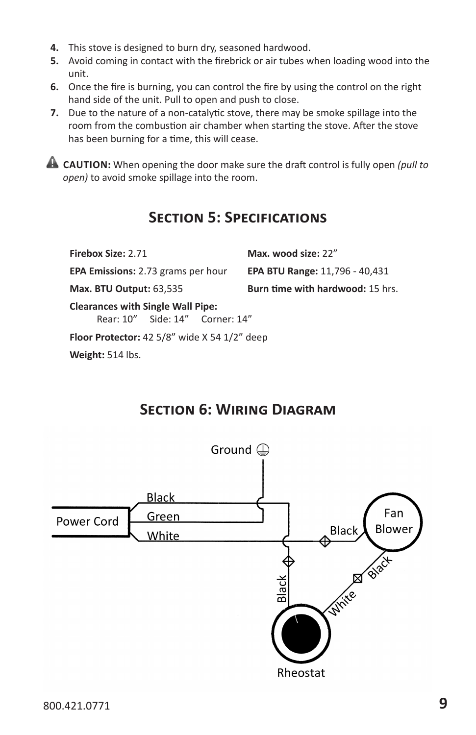4. This stove is designed to burn dry, seasoned hardwood.
5. Avoid coming in contact with the firebrick or air tubes when loading wood into the unit.
6. Once the fire is burning, you can control the fire by using the control on the right hand side of the unit. Pull to open and push to close.
7. Due to the nature of a non-catalytic stove, there may be smoke spillage into the room from the combustion air chamber when starting the stove. After the stove has been burning for a time, this will cease.

**CAUTION:** When opening the door make sure the draft control is fully open *(pull to open)* to avoid smoke spillage into the room.

## Section 5: Specifications

**Firebox Size:** 2.71

**Max. wood size:** 22"

**EPA Emissions:** 2.73 grams per hour

**EPA BTU Range:** 11,796 - 40,431

**Max. BTU Output:** 63,535

**Burn time with hardwood:** 15 hrs.

**Clearances with Single Wall Pipe:**
Rear: 10" Side: 14" Corner: 14"

**Floor Protector:** 42 5/8" wide X 54 1/2" deep

**Weight:** 514 lbs.

## Section 6: Wiring Diagram

Ground

Power Cord

Black

Green

White

Black

Fan Blower

Black

Black

White

Rheostat

800.421.0771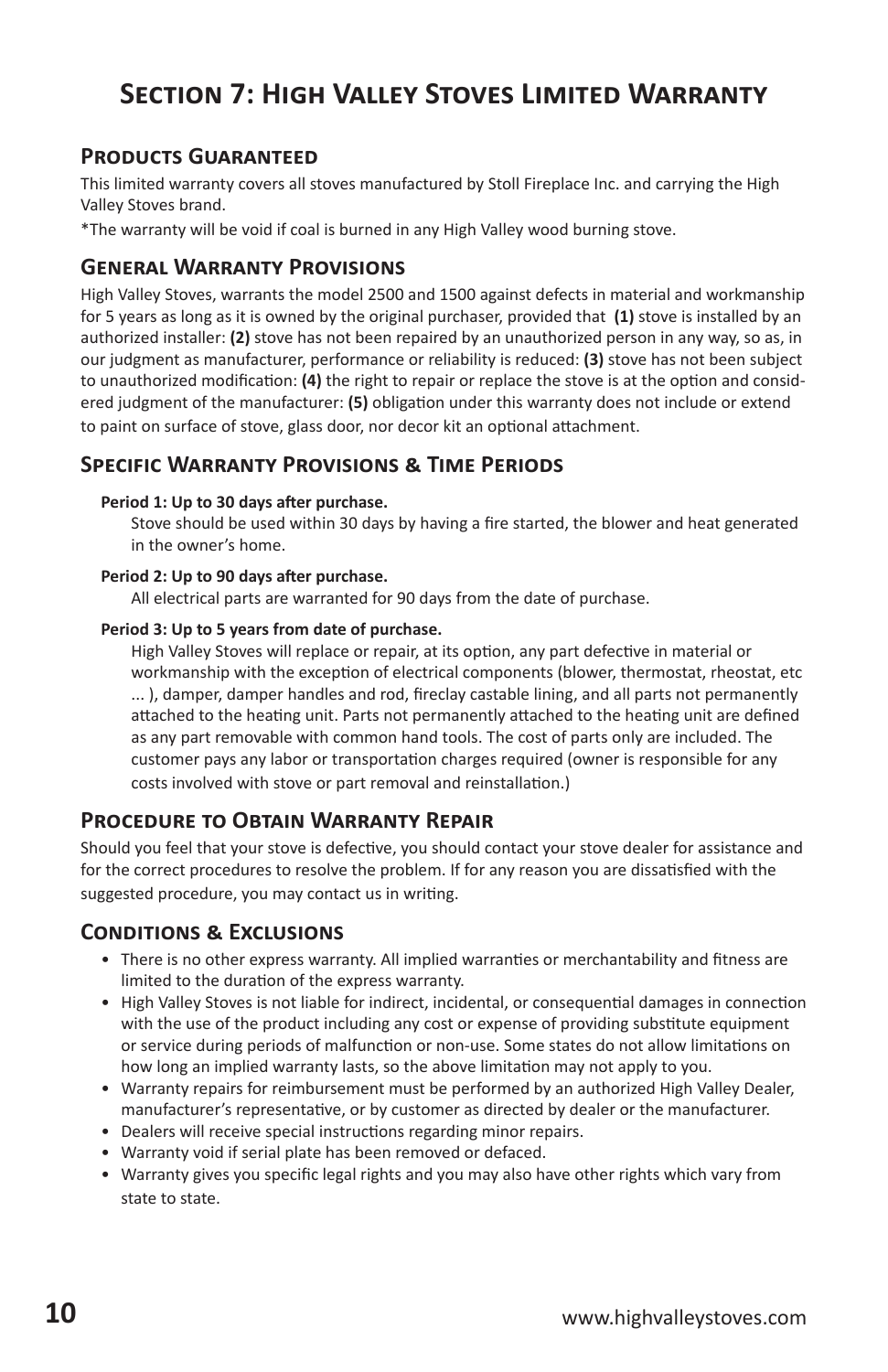# Section 7: High Valley Stoves Limited Warranty

## Products Guaranteed

This limited warranty covers all stoves manufactured by Stoll Fireplace Inc. and carrying the High Valley Stoves brand.

*The warranty will be void if coal is burned in any High Valley wood burning stove.

## General Warranty Provisions

High Valley Stoves, warrants the model 2500 and 1500 against defects in material and workmanship for 5 years as long as it is owned by the original purchaser, provided that **(1)** stove is installed by an authorized installer: **(2)** stove has not been repaired by an unauthorized person in any way, so as, in our judgment as manufacturer, performance or reliability is reduced: **(3)** stove has not been subject to unauthorized modification: **(4)** the right to repair or replace the stove is at the option and considered judgment of the manufacturer: **(5)** obligation under this warranty does not include or extend to paint on surface of stove, glass door, nor decor kit an optional attachment.

## Specific Warranty Provisions & Time Periods

**Period 1: Up to 30 days after purchase.**

Stove should be used within 30 days by having a fire started, the blower and heat generated in the owner's home.

**Period 2: Up to 90 days after purchase.**

All electrical parts are warranted for 90 days from the date of purchase.

**Period 3: Up to 5 years from date of purchase.**

High Valley Stoves will replace or repair, at its option, any part defective in material or workmanship with the exception of electrical components (blower, thermostat, rheostat, etc ... ), damper, damper handles and rod, fireclay castable lining, and all parts not permanently attached to the heating unit. Parts not permanently attached to the heating unit are defined as any part removable with common hand tools. The cost of parts only are included. The customer pays any labor or transportation charges required (owner is responsible for any costs involved with stove or part removal and reinstallation.)

## Procedure to Obtain Warranty Repair

Should you feel that your stove is defective, you should contact your stove dealer for assistance and for the correct procedures to resolve the problem. If for any reason you are dissatisfied with the suggested procedure, you may contact us in writing.

## Conditions & Exclusions

- There is no other express warranty. All implied warranties or merchantability and fitness are limited to the duration of the express warranty.
- High Valley Stoves is not liable for indirect, incidental, or consequential damages in connection with the use of the product including any cost or expense of providing substitute equipment or service during periods of malfunction or non-use. Some states do not allow limitations on how long an implied warranty lasts, so the above limitation may not apply to you.
- Warranty repairs for reimbursement must be performed by an authorized High Valley Dealer, manufacturer's representative, or by customer as directed by dealer or the manufacturer.
- Dealers will receive special instructions regarding minor repairs.
- Warranty void if serial plate has been removed or defaced.
- Warranty gives you specific legal rights and you may also have other rights which vary from state to state.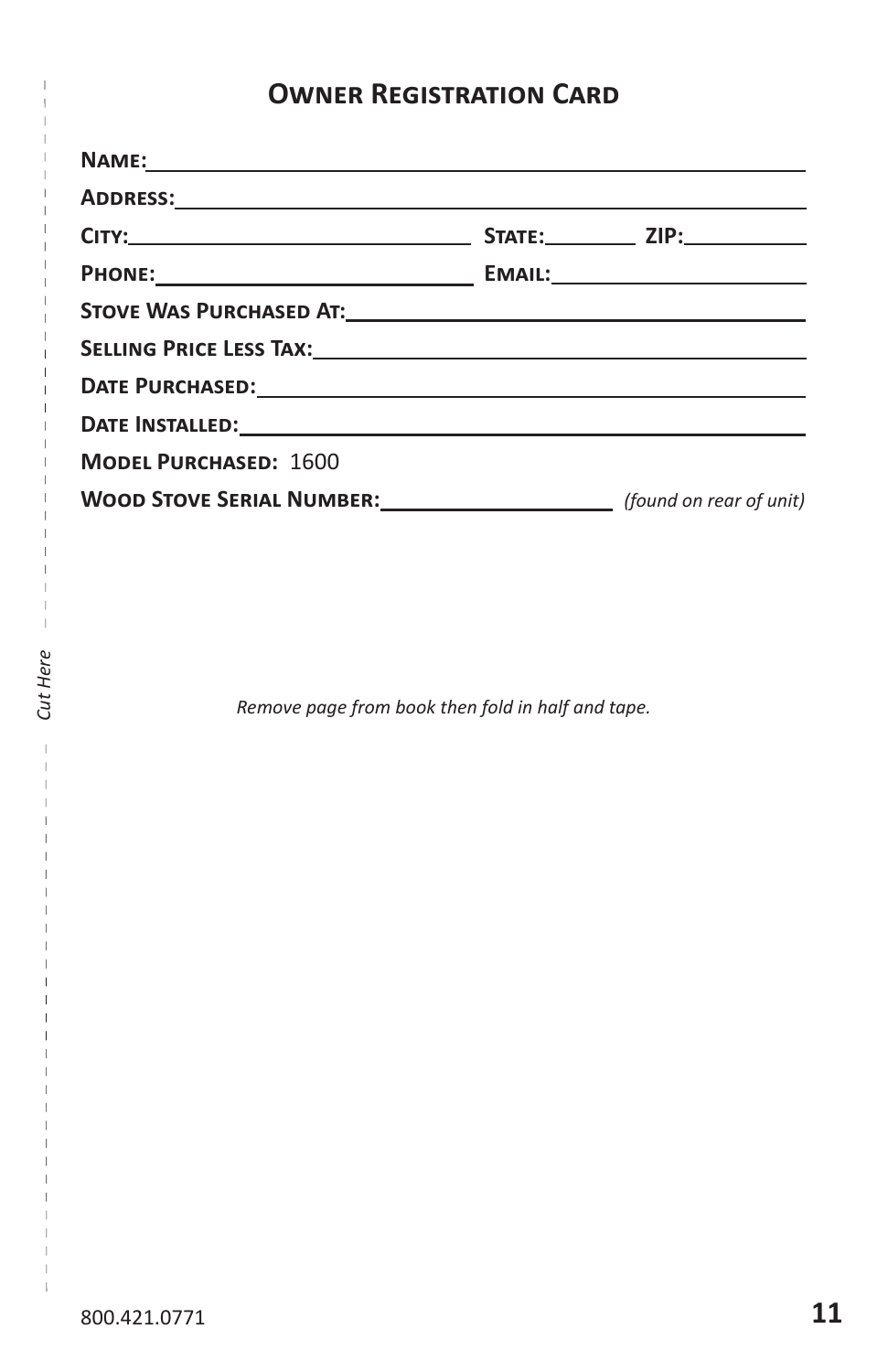## Owner Registration Card

**Name:** ______________________________________________

**Address:** ______________________________________________

**City:** ______________________ **State:** ________ **ZIP:** ________

**Phone:** ______________________ **Email:** ______________________

**Stove Was Purchased At:** ______________________________________

**Selling Price Less Tax:** ______________________________________

**Date Purchased:** ______________________________________________

**Date Installed:** ______________________________________________

**Model Purchased:** 1600

**Wood Stove Serial Number:** ____________________ *(found on rear of unit)*

*Cut Here*

*Remove page from book then fold in half and tape.*

800.421.0771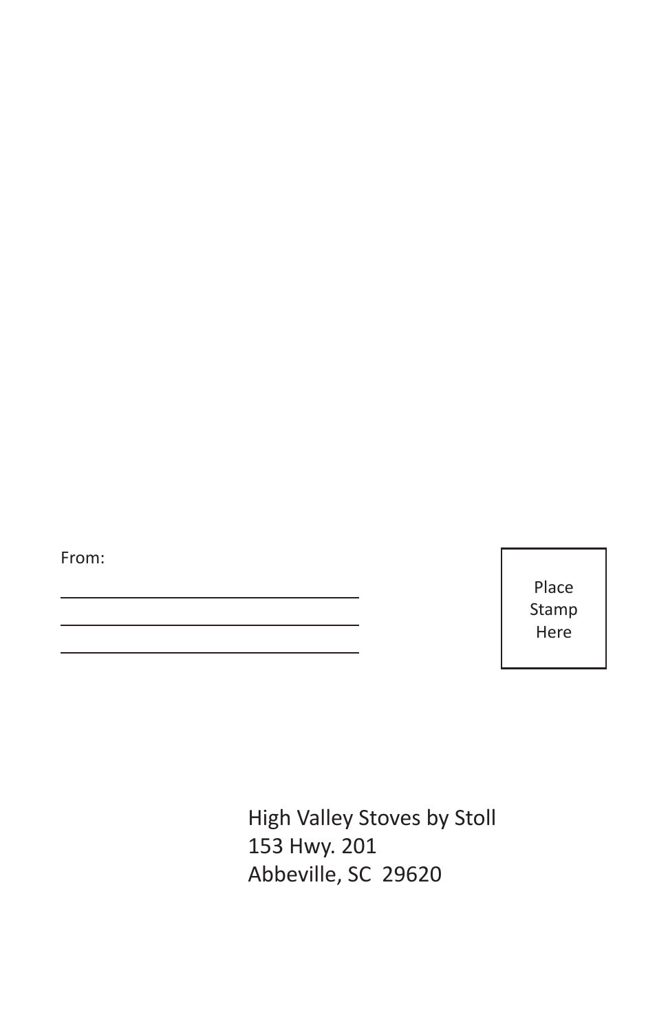From:

\_\_\_\_\_\_\_\_\_\_\_\_\_\_\_\_\_\_\_\_\_\_\_\_\_\_\_\_\_\_

\_\_\_\_\_\_\_\_\_\_\_\_\_\_\_\_\_\_\_\_\_\_\_\_\_\_\_\_\_\_

\_\_\_\_\_\_\_\_\_\_\_\_\_\_\_\_\_\_\_\_\_\_\_\_\_\_\_\_\_\_

Place
Stamp
Here

High Valley Stoves by Stoll
153 Hwy. 201
Abbeville, SC 29620